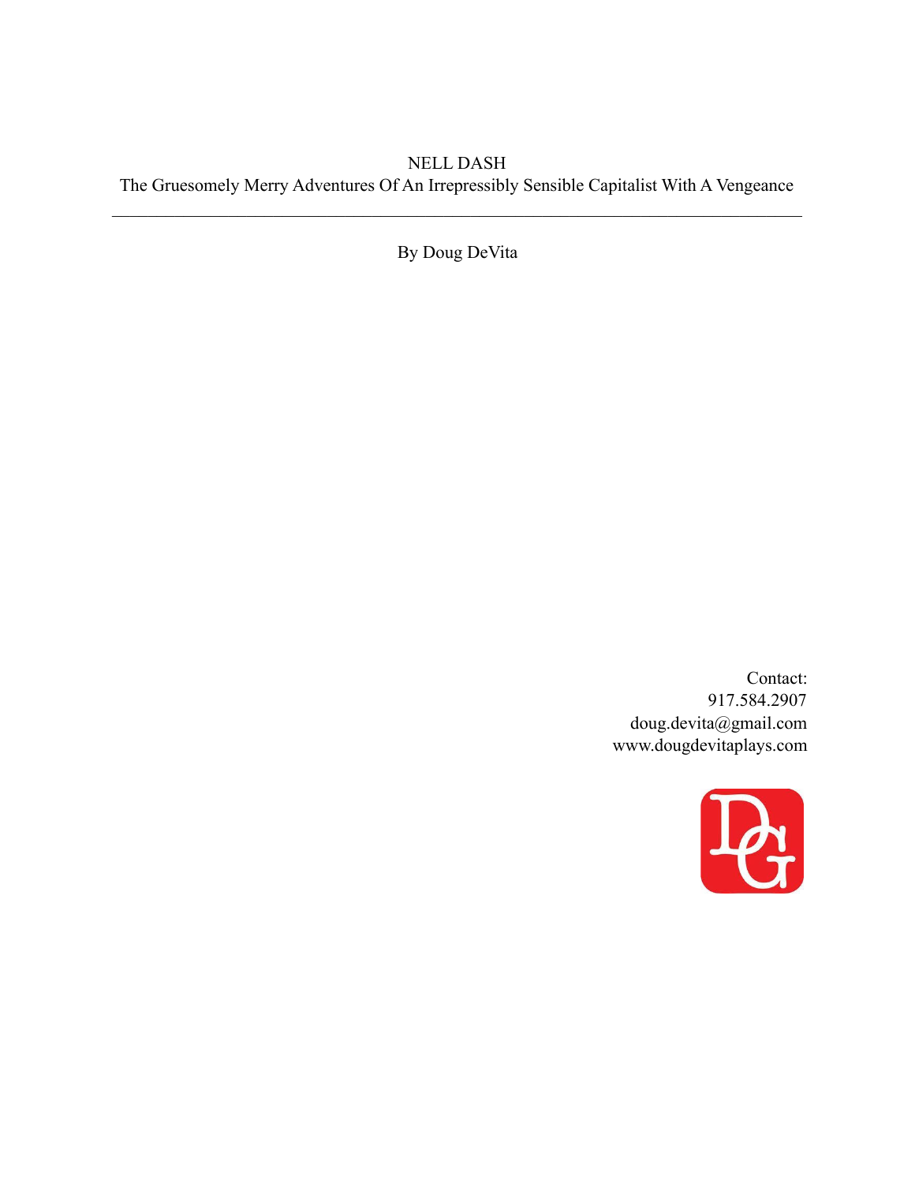# NELL DASH

The Gruesomely Merry Adventures Of An Irrepressibly Sensible Capitalist With A Vengeance

---

By Doug DeVita

Contact:
917.584.2907
doug.devita@gmail.com
www.dougdevitaplays.com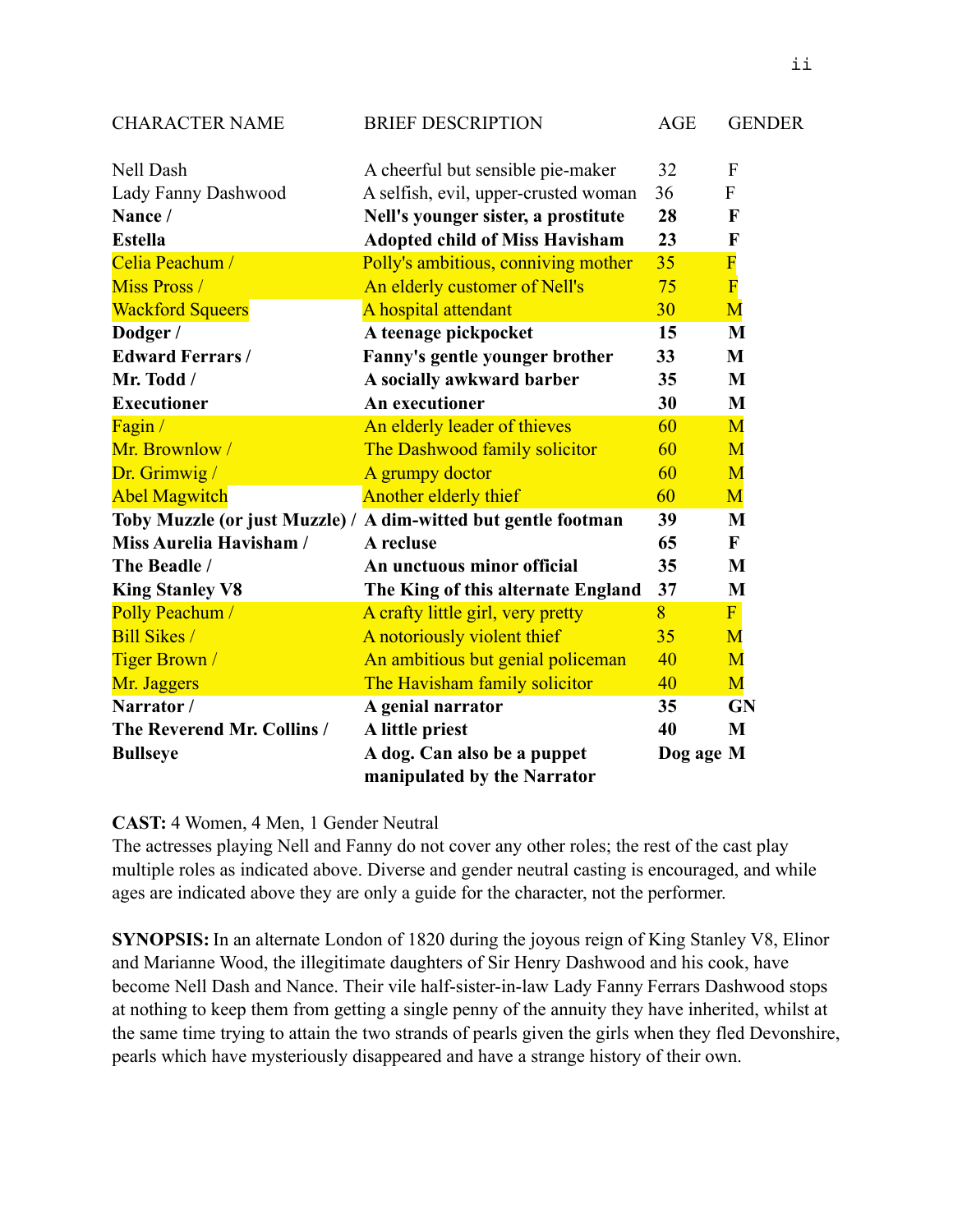| CHARACTER NAME | BRIEF DESCRIPTION | AGE | GENDER |
|---|---|---|---|
| Nell Dash | A cheerful but sensible pie-maker | 32 | F |
| Lady Fanny Dashwood | A selfish, evil, upper-crusted woman | 36 | F |
| **Nance /** | **Nell's younger sister, a prostitute** | **28** | **F** |
| **Estella** | **Adopted child of Miss Havisham** | **23** | **F** |
| Celia Peachum / | Polly's ambitious, conniving mother | 35 | F |
| Miss Pross / | An elderly customer of Nell's | 75 | F |
| Wackford Squeers | A hospital attendant | 30 | M |
| **Dodger /** | **A teenage pickpocket** | **15** | **M** |
| **Edward Ferrars /** | **Fanny's gentle younger brother** | **33** | **M** |
| **Mr. Todd /** | **A socially awkward barber** | **35** | **M** |
| **Executioner** | **An executioner** | **30** | **M** |
| Fagin / | An elderly leader of thieves | 60 | M |
| Mr. Brownlow / | The Dashwood family solicitor | 60 | M |
| Dr. Grimwig / | A grumpy doctor | 60 | M |
| Abel Magwitch | Another elderly thief | 60 | M |
| **Toby Muzzle (or just Muzzle) /** | **A dim-witted but gentle footman** | **39** | **M** |
| **Miss Aurelia Havisham /** | **A recluse** | **65** | **F** |
| **The Beadle /** | **An unctuous minor official** | **35** | **M** |
| **King Stanley V8** | **The King of this alternate England** | **37** | **M** |
| Polly Peachum / | A crafty little girl, very pretty | 8 | F |
| Bill Sikes / | A notoriously violent thief | 35 | M |
| Tiger Brown / | An ambitious but genial policeman | 40 | M |
| Mr. Jaggers | The Havisham family solicitor | 40 | M |
| **Narrator /** | **A genial narrator** | **35** | **GN** |
| **The Reverend Mr. Collins /** | **A little priest** | **40** | **M** |
| **Bullseye** | **A dog. Can also be a puppet manipulated by the Narrator** | **Dog age** | **M** |

**CAST:** 4 Women, 4 Men, 1 Gender Neutral
The actresses playing Nell and Fanny do not cover any other roles; the rest of the cast play multiple roles as indicated above. Diverse and gender neutral casting is encouraged, and while ages are indicated above they are only a guide for the character, not the performer.

**SYNOPSIS:** In an alternate London of 1820 during the joyous reign of King Stanley V8, Elinor and Marianne Wood, the illegitimate daughters of Sir Henry Dashwood and his cook, have become Nell Dash and Nance. Their vile half-sister-in-law Lady Fanny Ferrars Dashwood stops at nothing to keep them from getting a single penny of the annuity they have inherited, whilst at the same time trying to attain the two strands of pearls given the girls when they fled Devonshire, pearls which have mysteriously disappeared and have a strange history of their own.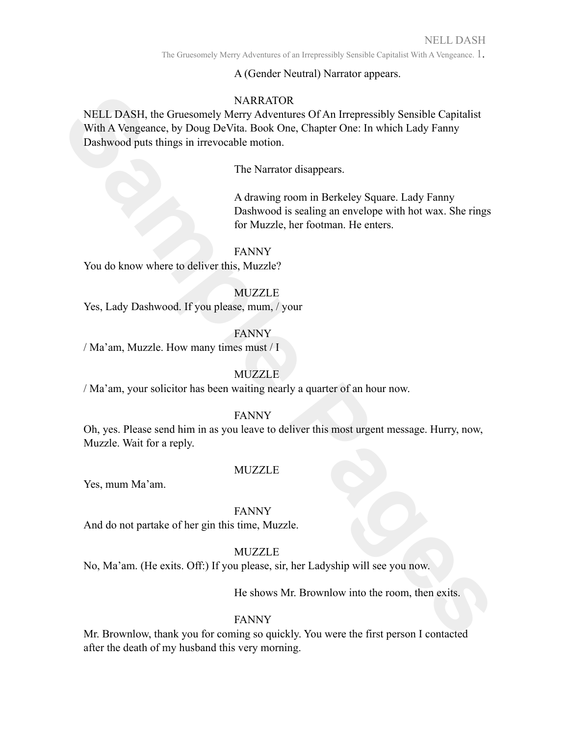A (Gender Neutral) Narrator appears.

NARRATOR

NELL DASH, the Gruesomely Merry Adventures Of An Irrepressibly Sensible Capitalist With A Vengeance, by Doug DeVita. Book One, Chapter One: In which Lady Fanny Dashwood puts things in irrevocable motion.

The Narrator disappears.

A drawing room in Berkeley Square. Lady Fanny Dashwood is sealing an envelope with hot wax. She rings for Muzzle, her footman. He enters.

FANNY

You do know where to deliver this, Muzzle?

MUZZLE

Yes, Lady Dashwood. If you please, mum, / your

FANNY

/ Ma'am, Muzzle. How many times must / I

MUZZLE

/ Ma'am, your solicitor has been waiting nearly a quarter of an hour now.

FANNY

Oh, yes. Please send him in as you leave to deliver this most urgent message. Hurry, now, Muzzle. Wait for a reply.

MUZZLE

Yes, mum Ma'am.

FANNY

And do not partake of her gin this time, Muzzle.

MUZZLE

No, Ma'am. (He exits. Off:) If you please, sir, her Ladyship will see you now.

He shows Mr. Brownlow into the room, then exits.

FANNY

Mr. Brownlow, thank you for coming so quickly. You were the first person I contacted after the death of my husband this very morning.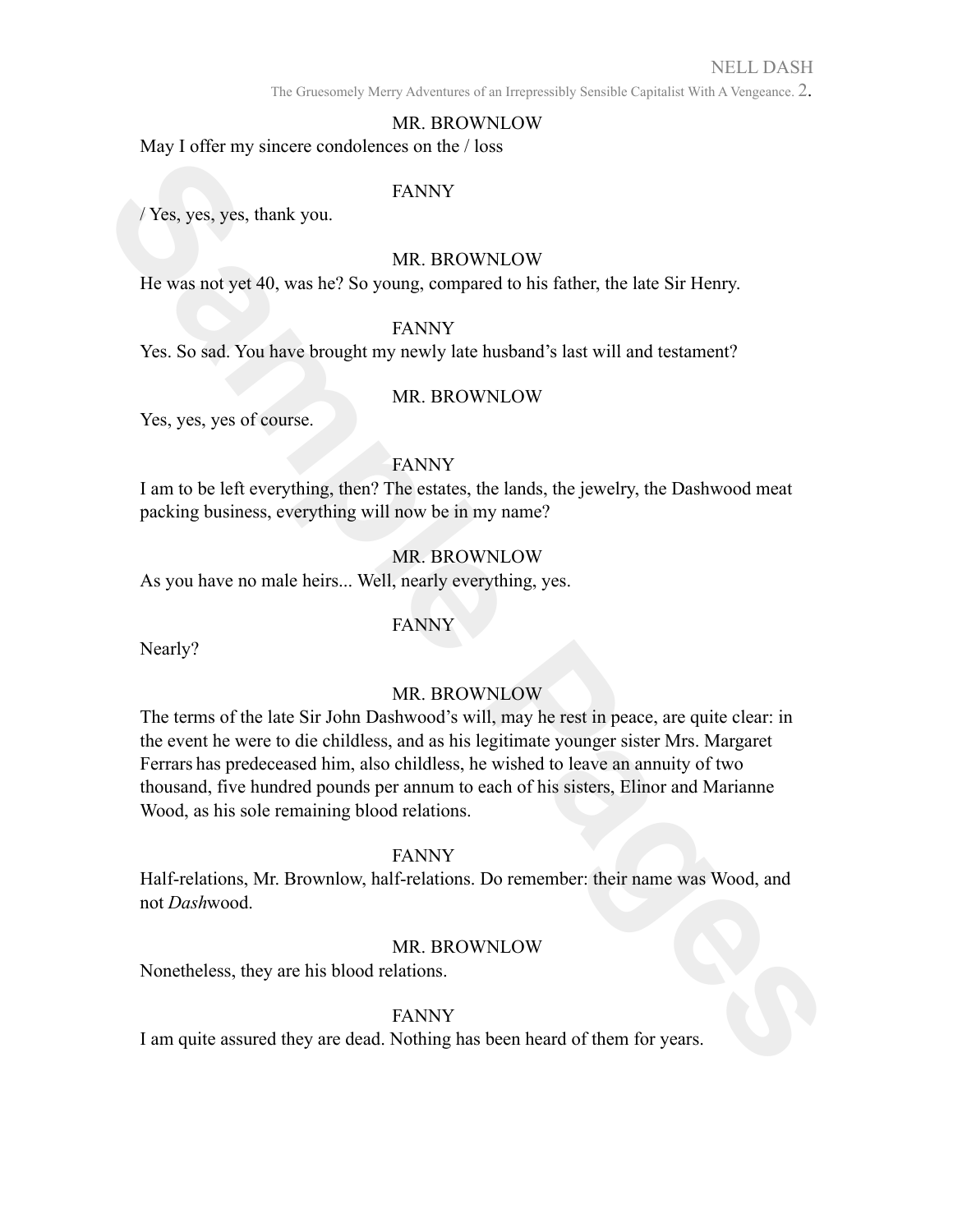MR. BROWNLOW

May I offer my sincere condolences on the / loss

FANNY

/ Yes, yes, yes, thank you.

MR. BROWNLOW

He was not yet 40, was he? So young, compared to his father, the late Sir Henry.

FANNY

Yes. So sad. You have brought my newly late husband's last will and testament?

MR. BROWNLOW

Yes, yes, yes of course.

FANNY

I am to be left everything, then? The estates, the lands, the jewelry, the Dashwood meat packing business, everything will now be in my name?

MR. BROWNLOW

As you have no male heirs... Well, nearly everything, yes.

FANNY

Nearly?

MR. BROWNLOW

The terms of the late Sir John Dashwood's will, may he rest in peace, are quite clear: in the event he were to die childless, and as his legitimate younger sister Mrs. Margaret Ferrars has predeceased him, also childless, he wished to leave an annuity of two thousand, five hundred pounds per annum to each of his sisters, Elinor and Marianne Wood, as his sole remaining blood relations.

FANNY

Half-relations, Mr. Brownlow, half-relations. Do remember: their name was Wood, and not *Dash*wood.

MR. BROWNLOW

Nonetheless, they are his blood relations.

FANNY

I am quite assured they are dead. Nothing has been heard of them for years.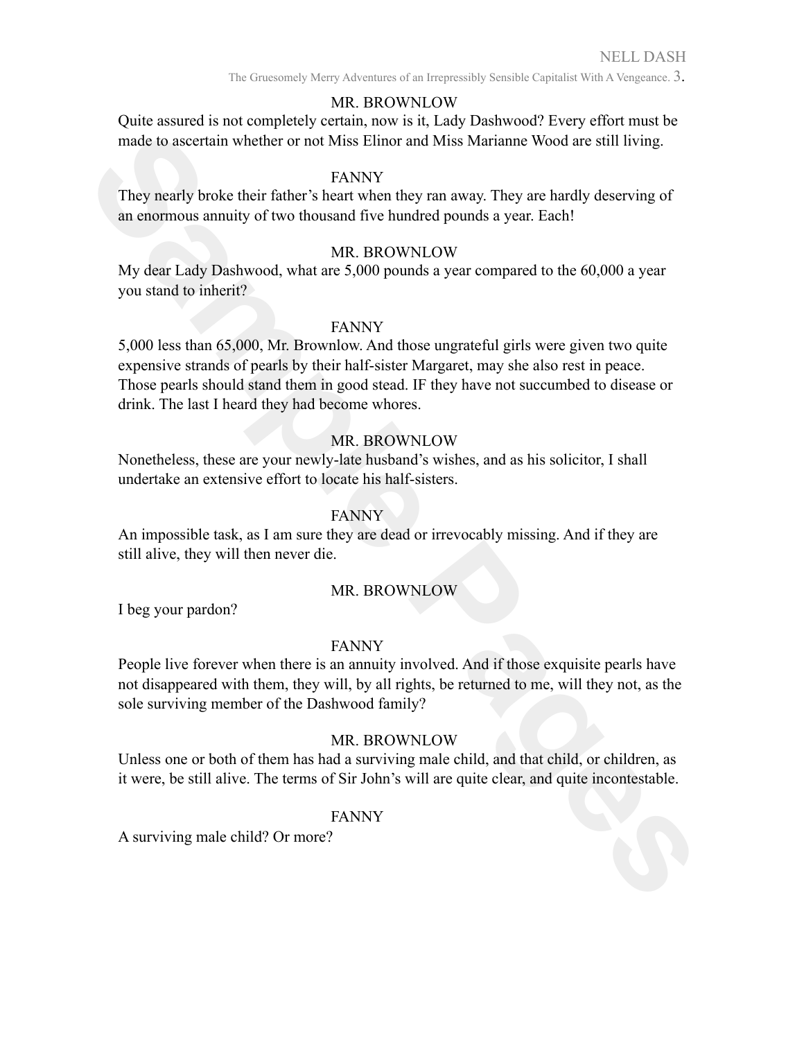MR. BROWNLOW

Quite assured is not completely certain, now is it, Lady Dashwood? Every effort must be made to ascertain whether or not Miss Elinor and Miss Marianne Wood are still living.

FANNY

They nearly broke their father's heart when they ran away. They are hardly deserving of an enormous annuity of two thousand five hundred pounds a year. Each!

MR. BROWNLOW

My dear Lady Dashwood, what are 5,000 pounds a year compared to the 60,000 a year you stand to inherit?

FANNY

5,000 less than 65,000, Mr. Brownlow. And those ungrateful girls were given two quite expensive strands of pearls by their half-sister Margaret, may she also rest in peace. Those pearls should stand them in good stead. IF they have not succumbed to disease or drink. The last I heard they had become whores.

MR. BROWNLOW

Nonetheless, these are your newly-late husband's wishes, and as his solicitor, I shall undertake an extensive effort to locate his half-sisters.

FANNY

An impossible task, as I am sure they are dead or irrevocably missing. And if they are still alive, they will then never die.

MR. BROWNLOW

I beg your pardon?

FANNY

People live forever when there is an annuity involved. And if those exquisite pearls have not disappeared with them, they will, by all rights, be returned to me, will they not, as the sole surviving member of the Dashwood family?

MR. BROWNLOW

Unless one or both of them has had a surviving male child, and that child, or children, as it were, be still alive. The terms of Sir John's will are quite clear, and quite incontestable.

FANNY

A surviving male child? Or more?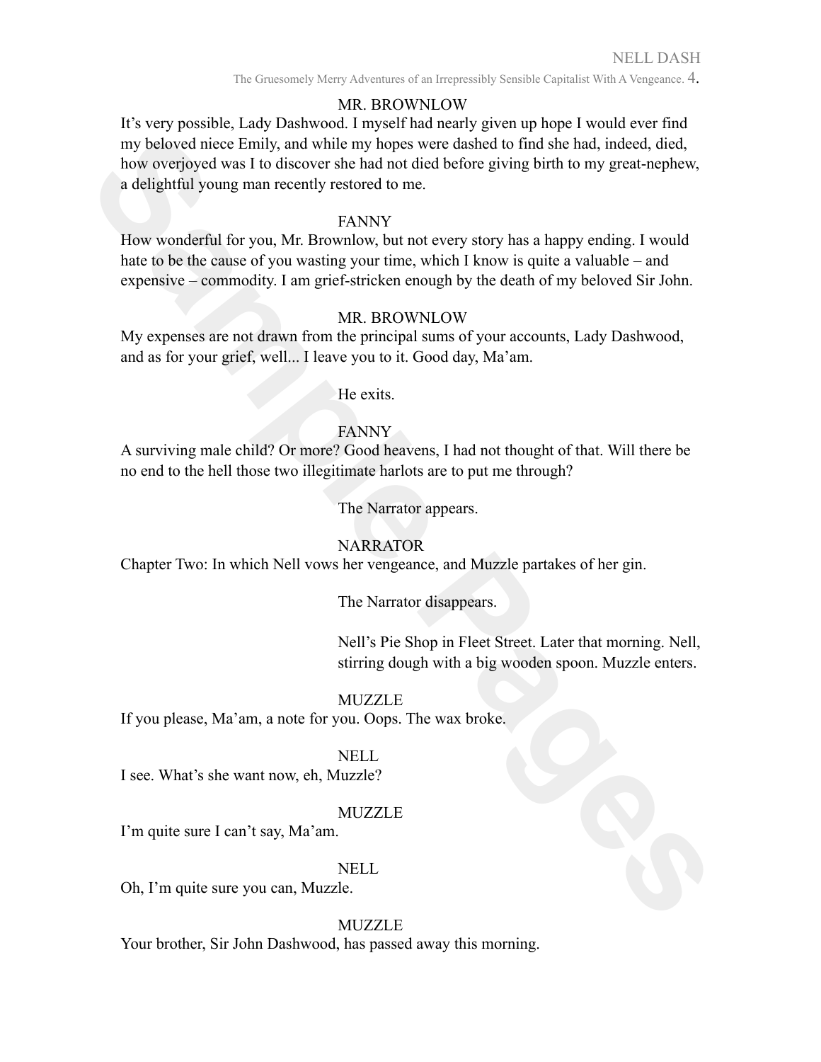MR. BROWNLOW

It's very possible, Lady Dashwood. I myself had nearly given up hope I would ever find my beloved niece Emily, and while my hopes were dashed to find she had, indeed, died, how overjoyed was I to discover she had not died before giving birth to my great-nephew, a delightful young man recently restored to me.

FANNY

How wonderful for you, Mr. Brownlow, but not every story has a happy ending. I would hate to be the cause of you wasting your time, which I know is quite a valuable – and expensive – commodity. I am grief-stricken enough by the death of my beloved Sir John.

MR. BROWNLOW

My expenses are not drawn from the principal sums of your accounts, Lady Dashwood, and as for your grief, well... I leave you to it. Good day, Ma'am.

He exits.

FANNY

A surviving male child? Or more? Good heavens, I had not thought of that. Will there be no end to the hell those two illegitimate harlots are to put me through?

The Narrator appears.

NARRATOR

Chapter Two: In which Nell vows her vengeance, and Muzzle partakes of her gin.

The Narrator disappears.

Nell's Pie Shop in Fleet Street. Later that morning. Nell, stirring dough with a big wooden spoon. Muzzle enters.

MUZZLE

If you please, Ma'am, a note for you. Oops. The wax broke.

NELL

I see. What's she want now, eh, Muzzle?

MUZZLE

I'm quite sure I can't say, Ma'am.

NELL

Oh, I'm quite sure you can, Muzzle.

MUZZLE

Your brother, Sir John Dashwood, has passed away this morning.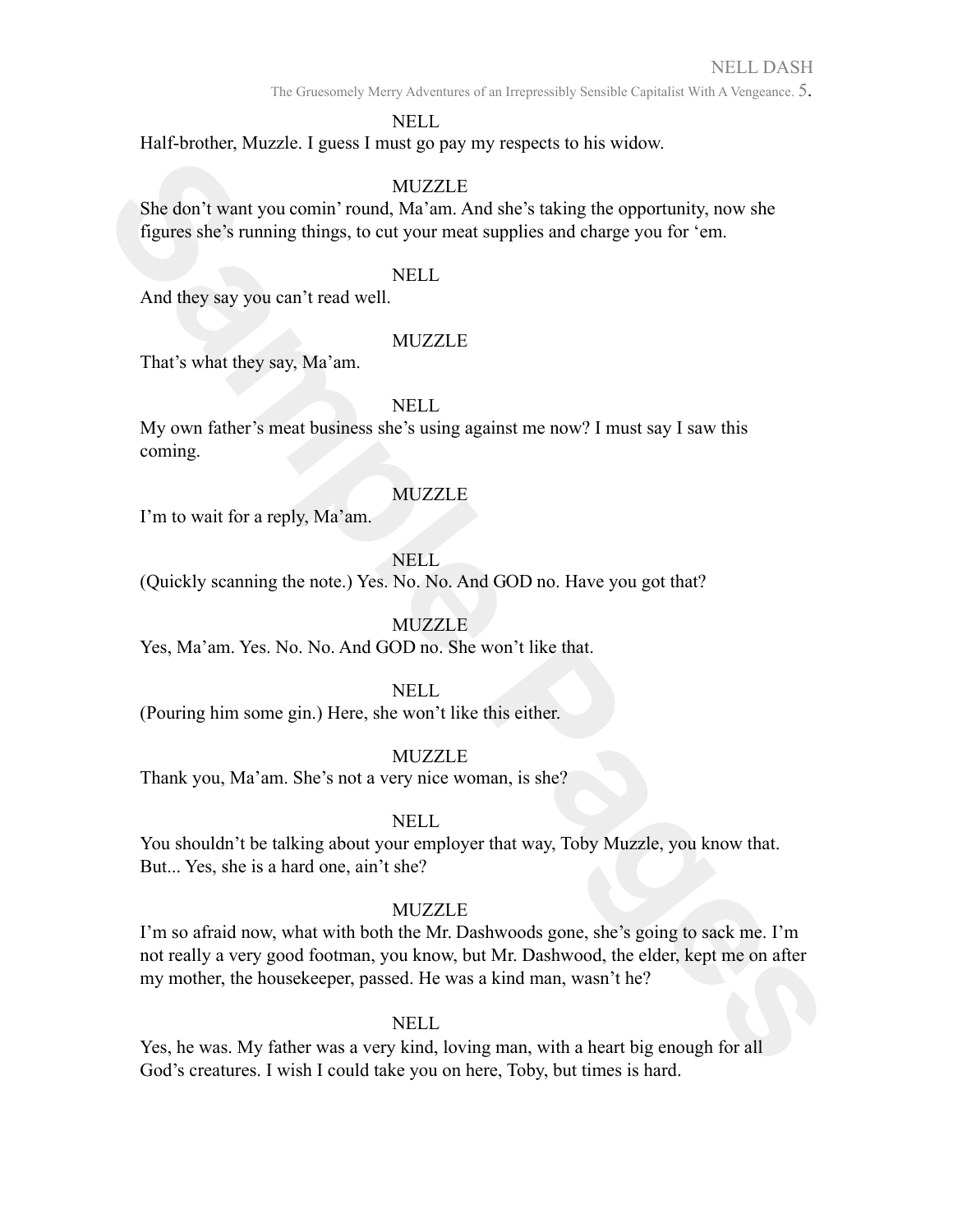NELL

Half-brother, Muzzle. I guess I must go pay my respects to his widow.

MUZZLE

She don't want you comin' round, Ma'am. And she's taking the opportunity, now she figures she's running things, to cut your meat supplies and charge you for 'em.

NELL

And they say you can't read well.

MUZZLE

That's what they say, Ma'am.

NELL

My own father's meat business she's using against me now? I must say I saw this coming.

MUZZLE

I'm to wait for a reply, Ma'am.

NELL

(Quickly scanning the note.) Yes. No. No. And GOD no. Have you got that?

MUZZLE

Yes, Ma'am. Yes. No. No. And GOD no. She won't like that.

NELL

(Pouring him some gin.) Here, she won't like this either.

MUZZLE

Thank you, Ma'am. She's not a very nice woman, is she?

NELL

You shouldn't be talking about your employer that way, Toby Muzzle, you know that. But... Yes, she is a hard one, ain't she?

MUZZLE

I'm so afraid now, what with both the Mr. Dashwoods gone, she's going to sack me. I'm not really a very good footman, you know, but Mr. Dashwood, the elder, kept me on after my mother, the housekeeper, passed. He was a kind man, wasn't he?

NELL

Yes, he was. My father was a very kind, loving man, with a heart big enough for all God's creatures. I wish I could take you on here, Toby, but times is hard.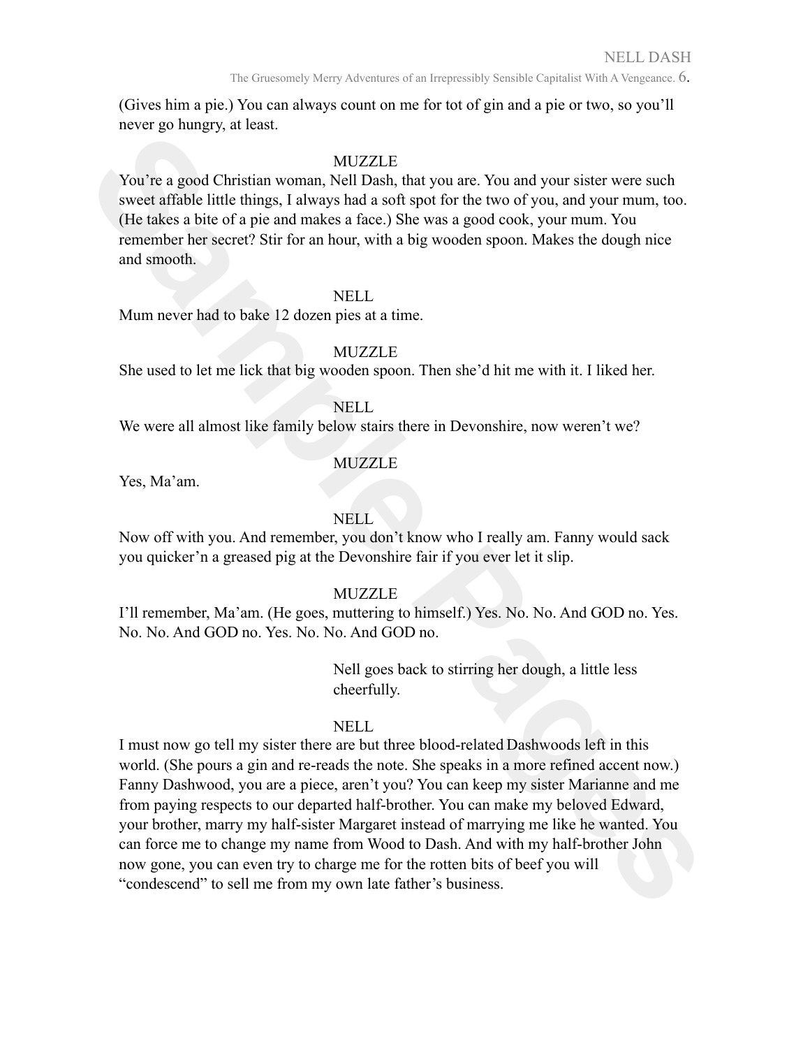(Gives him a pie.) You can always count on me for tot of gin and a pie or two, so you'll never go hungry, at least.

MUZZLE

You're a good Christian woman, Nell Dash, that you are. You and your sister were such sweet affable little things, I always had a soft spot for the two of you, and your mum, too. (He takes a bite of a pie and makes a face.) She was a good cook, your mum. You remember her secret? Stir for an hour, with a big wooden spoon. Makes the dough nice and smooth.

NELL

Mum never had to bake 12 dozen pies at a time.

MUZZLE

She used to let me lick that big wooden spoon. Then she'd hit me with it. I liked her.

NELL

We were all almost like family below stairs there in Devonshire, now weren't we?

MUZZLE

Yes, Ma'am.

NELL

Now off with you. And remember, you don't know who I really am. Fanny would sack you quicker'n a greased pig at the Devonshire fair if you ever let it slip.

MUZZLE

I'll remember, Ma'am. (He goes, muttering to himself.) Yes. No. No. And GOD no. Yes. No. No. And GOD no. Yes. No. No. And GOD no.

Nell goes back to stirring her dough, a little less cheerfully.

NELL

I must now go tell my sister there are but three blood-related Dashwoods left in this world. (She pours a gin and re-reads the note. She speaks in a more refined accent now.) Fanny Dashwood, you are a piece, aren't you? You can keep my sister Marianne and me from paying respects to our departed half-brother. You can make my beloved Edward, your brother, marry my half-sister Margaret instead of marrying me like he wanted. You can force me to change my name from Wood to Dash. And with my half-brother John now gone, you can even try to charge me for the rotten bits of beef you will "condescend" to sell me from my own late father's business.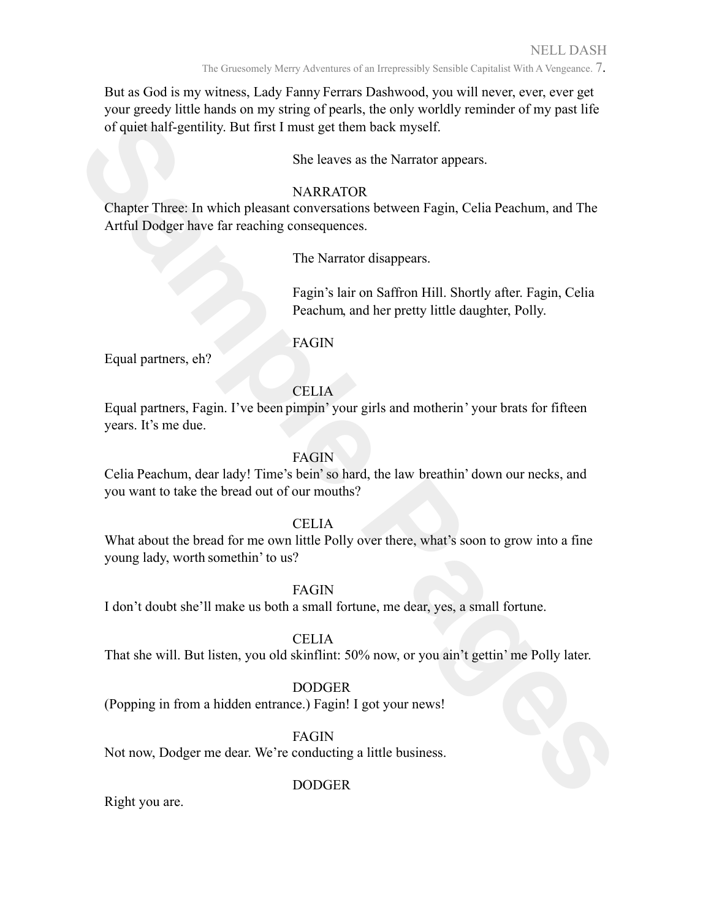But as God is my witness, Lady Fanny Ferrars Dashwood, you will never, ever, ever get your greedy little hands on my string of pearls, the only worldly reminder of my past life of quiet half-gentility. But first I must get them back myself.

She leaves as the Narrator appears.

NARRATOR

Chapter Three: In which pleasant conversations between Fagin, Celia Peachum, and The Artful Dodger have far reaching consequences.

The Narrator disappears.

Fagin's lair on Saffron Hill. Shortly after. Fagin, Celia Peachum, and her pretty little daughter, Polly.

FAGIN

Equal partners, eh?

CELIA

Equal partners, Fagin. I've been pimpin' your girls and motherin' your brats for fifteen years. It's me due.

FAGIN

Celia Peachum, dear lady! Time's bein' so hard, the law breathin' down our necks, and you want to take the bread out of our mouths?

CELIA

What about the bread for me own little Polly over there, what's soon to grow into a fine young lady, worth somethin' to us?

FAGIN

I don't doubt she'll make us both a small fortune, me dear, yes, a small fortune.

CELIA

That she will. But listen, you old skinflint: 50% now, or you ain't gettin' me Polly later.

DODGER

(Popping in from a hidden entrance.) Fagin! I got your news!

FAGIN

Not now, Dodger me dear. We're conducting a little business.

DODGER

Right you are.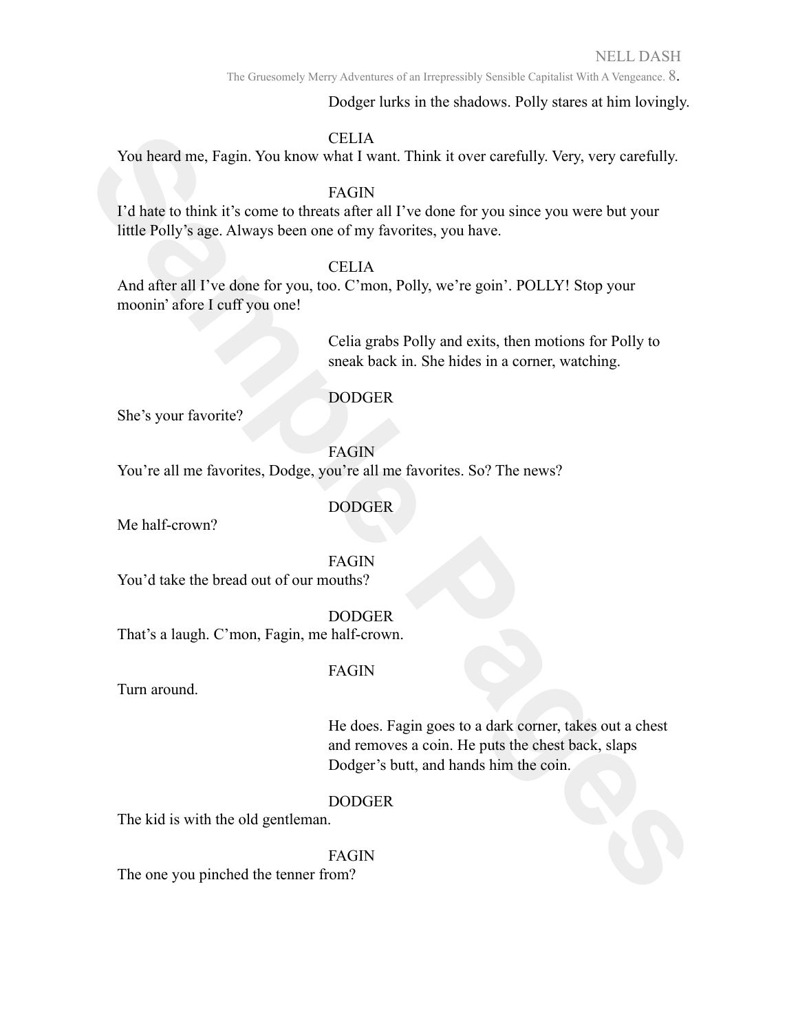Dodger lurks in the shadows. Polly stares at him lovingly.

CELIA

You heard me, Fagin. You know what I want. Think it over carefully. Very, very carefully.

FAGIN

I'd hate to think it's come to threats after all I've done for you since you were but your little Polly's age. Always been one of my favorites, you have.

CELIA

And after all I've done for you, too. C'mon, Polly, we're goin'. POLLY! Stop your moonin' afore I cuff you one!

Celia grabs Polly and exits, then motions for Polly to sneak back in. She hides in a corner, watching.

DODGER

She's your favorite?

FAGIN

You're all me favorites, Dodge, you're all me favorites. So? The news?

DODGER

Me half-crown?

FAGIN

You'd take the bread out of our mouths?

DODGER

That's a laugh. C'mon, Fagin, me half-crown.

FAGIN

Turn around.

He does. Fagin goes to a dark corner, takes out a chest and removes a coin. He puts the chest back, slaps Dodger's butt, and hands him the coin.

DODGER

The kid is with the old gentleman.

FAGIN

The one you pinched the tenner from?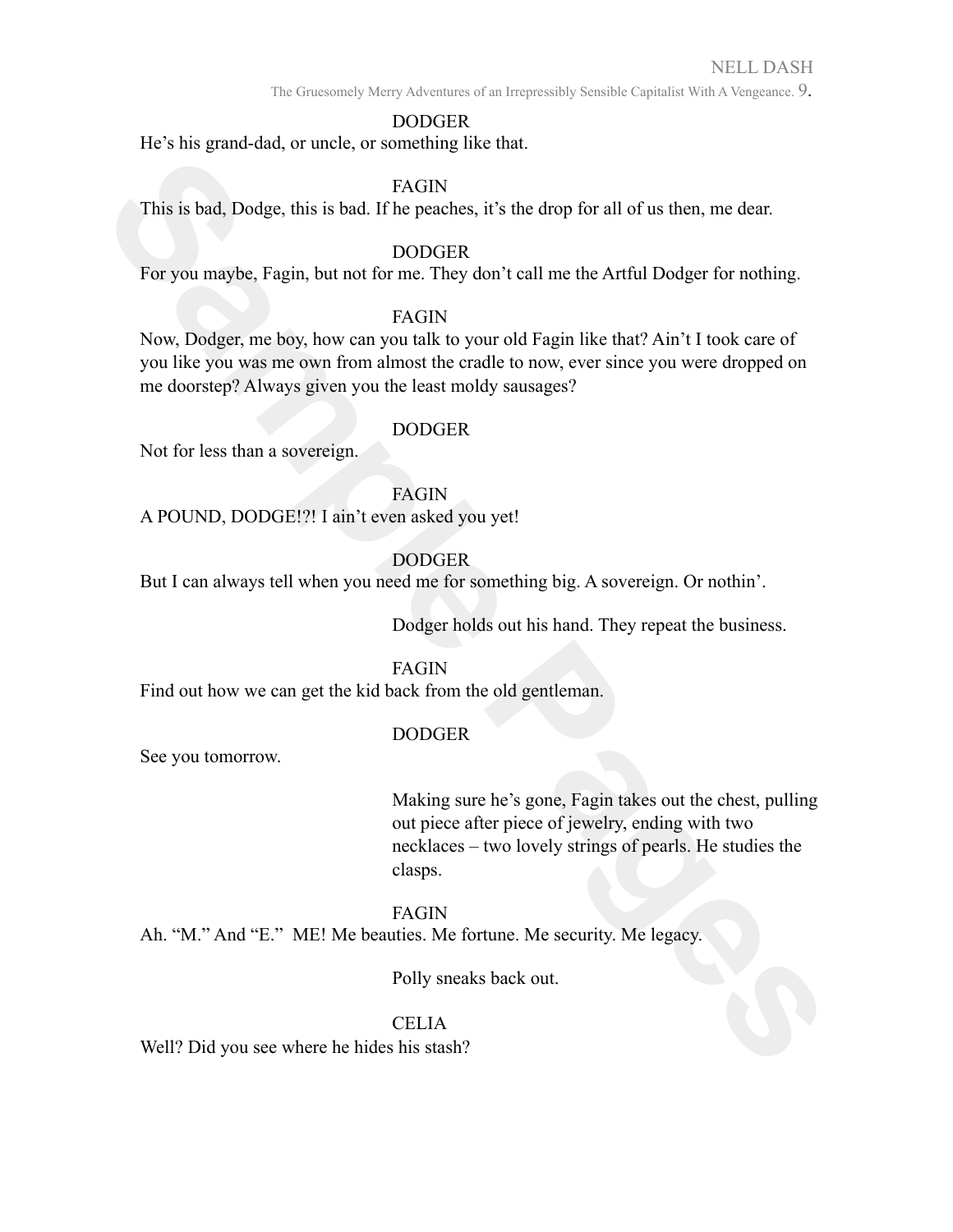DODGER

He's his grand-dad, or uncle, or something like that.

FAGIN

This is bad, Dodge, this is bad. If he peaches, it's the drop for all of us then, me dear.

DODGER

For you maybe, Fagin, but not for me. They don't call me the Artful Dodger for nothing.

FAGIN

Now, Dodger, me boy, how can you talk to your old Fagin like that? Ain't I took care of you like you was me own from almost the cradle to now, ever since you were dropped on me doorstep? Always given you the least moldy sausages?

DODGER

Not for less than a sovereign.

FAGIN

A POUND, DODGE!?! I ain't even asked you yet!

DODGER

But I can always tell when you need me for something big. A sovereign. Or nothin'.

Dodger holds out his hand. They repeat the business.

FAGIN

Find out how we can get the kid back from the old gentleman.

DODGER

See you tomorrow.

Making sure he's gone, Fagin takes out the chest, pulling out piece after piece of jewelry, ending with two necklaces – two lovely strings of pearls. He studies the clasps.

FAGIN

Ah. "M." And "E." ME! Me beauties. Me fortune. Me security. Me legacy.

Polly sneaks back out.

CELIA

Well? Did you see where he hides his stash?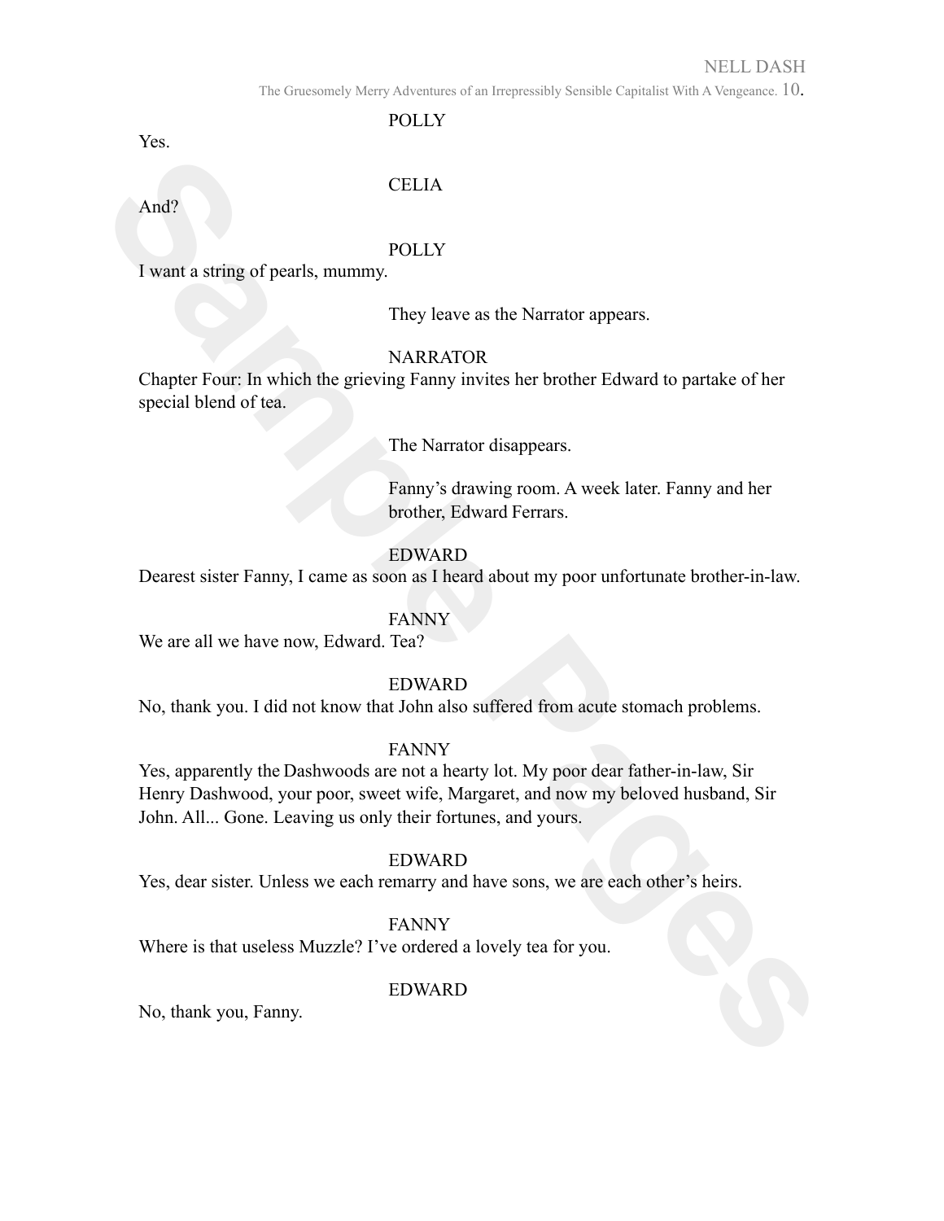POLLY

Yes.

CELIA

And?

POLLY

I want a string of pearls, mummy.

They leave as the Narrator appears.

NARRATOR

Chapter Four: In which the grieving Fanny invites her brother Edward to partake of her special blend of tea.

The Narrator disappears.

Fanny's drawing room. A week later. Fanny and her brother, Edward Ferrars.

EDWARD

Dearest sister Fanny, I came as soon as I heard about my poor unfortunate brother-in-law.

FANNY

We are all we have now, Edward. Tea?

EDWARD

No, thank you. I did not know that John also suffered from acute stomach problems.

FANNY

Yes, apparently the Dashwoods are not a hearty lot. My poor dear father-in-law, Sir Henry Dashwood, your poor, sweet wife, Margaret, and now my beloved husband, Sir John. All... Gone. Leaving us only their fortunes, and yours.

EDWARD

Yes, dear sister. Unless we each remarry and have sons, we are each other's heirs.

FANNY

Where is that useless Muzzle? I've ordered a lovely tea for you.

EDWARD

No, thank you, Fanny.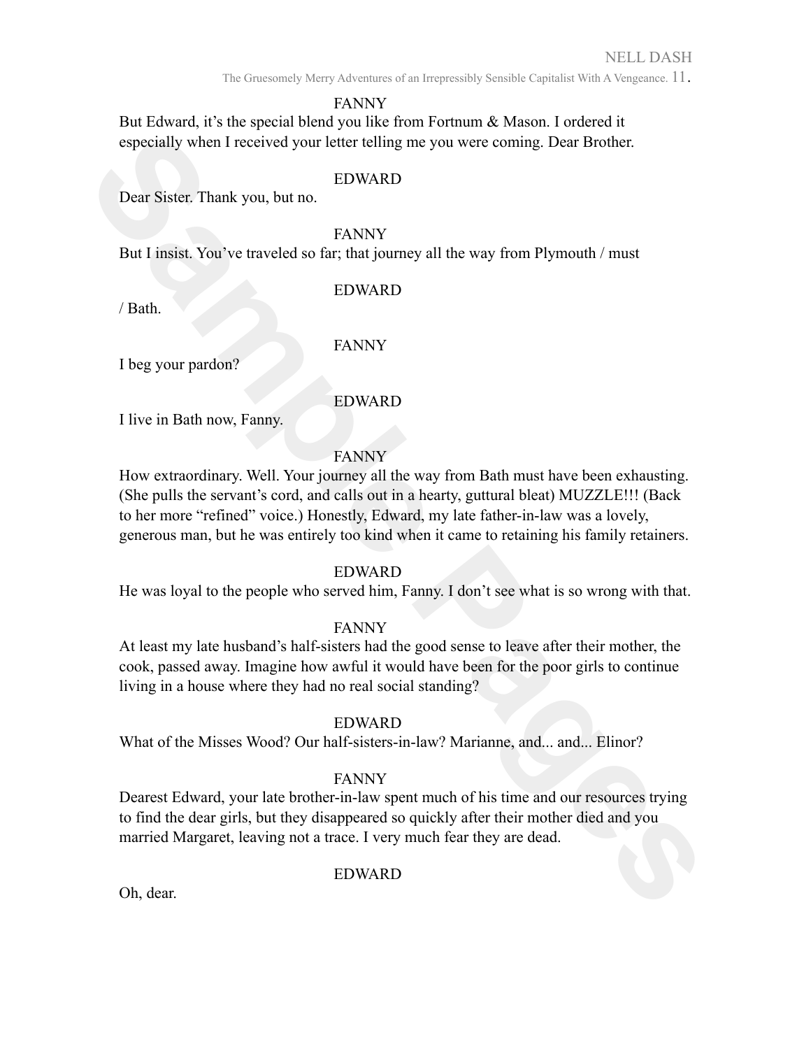FANNY

But Edward, it's the special blend you like from Fortnum & Mason. I ordered it especially when I received your letter telling me you were coming. Dear Brother.

EDWARD

Dear Sister. Thank you, but no.

FANNY

But I insist. You've traveled so far; that journey all the way from Plymouth / must

EDWARD

/ Bath.

FANNY

I beg your pardon?

EDWARD

I live in Bath now, Fanny.

FANNY

How extraordinary. Well. Your journey all the way from Bath must have been exhausting. (She pulls the servant's cord, and calls out in a hearty, guttural bleat) MUZZLE!!! (Back to her more "refined" voice.) Honestly, Edward, my late father-in-law was a lovely, generous man, but he was entirely too kind when it came to retaining his family retainers.

EDWARD

He was loyal to the people who served him, Fanny. I don't see what is so wrong with that.

FANNY

At least my late husband's half-sisters had the good sense to leave after their mother, the cook, passed away. Imagine how awful it would have been for the poor girls to continue living in a house where they had no real social standing?

EDWARD

What of the Misses Wood? Our half-sisters-in-law? Marianne, and... and... Elinor?

FANNY

Dearest Edward, your late brother-in-law spent much of his time and our resources trying to find the dear girls, but they disappeared so quickly after their mother died and you married Margaret, leaving not a trace. I very much fear they are dead.

EDWARD

Oh, dear.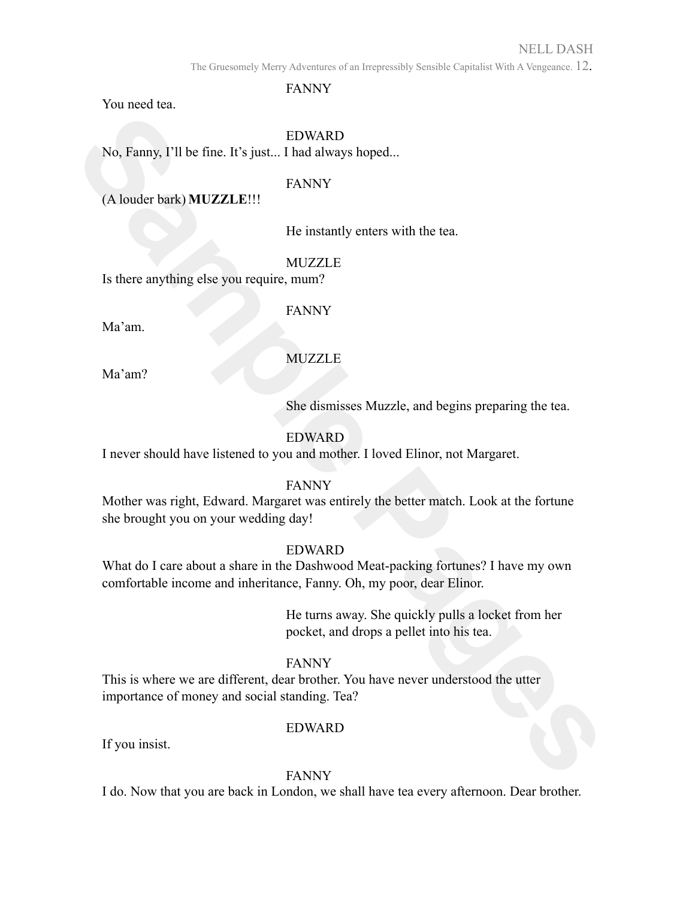FANNY

You need tea.

EDWARD

No, Fanny, I'll be fine. It's just... I had always hoped...

FANNY

(A louder bark) **MUZZLE**!!!

He instantly enters with the tea.

MUZZLE

Is there anything else you require, mum?

FANNY

Ma'am.

MUZZLE

Ma'am?

She dismisses Muzzle, and begins preparing the tea.

EDWARD

I never should have listened to you and mother. I loved Elinor, not Margaret.

FANNY

Mother was right, Edward. Margaret was entirely the better match. Look at the fortune she brought you on your wedding day!

EDWARD

What do I care about a share in the Dashwood Meat-packing fortunes? I have my own comfortable income and inheritance, Fanny. Oh, my poor, dear Elinor.

He turns away. She quickly pulls a locket from her pocket, and drops a pellet into his tea.

FANNY

This is where we are different, dear brother. You have never understood the utter importance of money and social standing. Tea?

EDWARD

If you insist.

FANNY

I do. Now that you are back in London, we shall have tea every afternoon. Dear brother.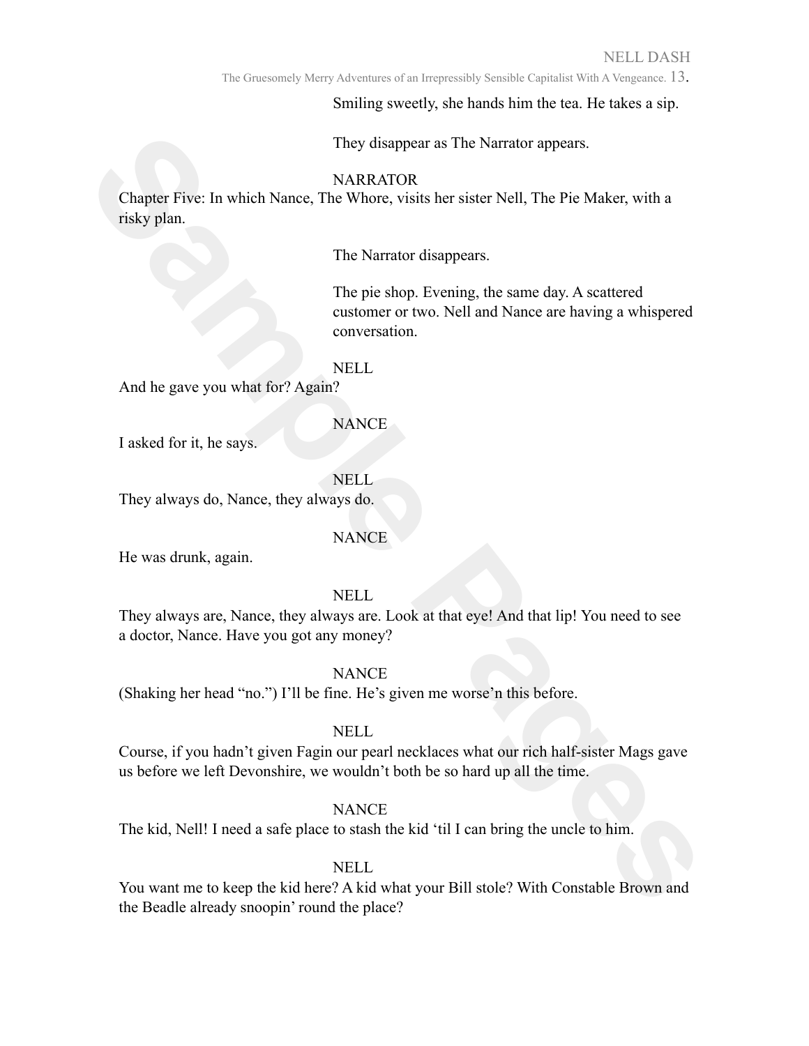Smiling sweetly, she hands him the tea. He takes a sip.

They disappear as The Narrator appears.

NARRATOR

Chapter Five: In which Nance, The Whore, visits her sister Nell, The Pie Maker, with a risky plan.

The Narrator disappears.

The pie shop. Evening, the same day. A scattered customer or two. Nell and Nance are having a whispered conversation.

NELL

And he gave you what for? Again?

NANCE

I asked for it, he says.

NELL

They always do, Nance, they always do.

NANCE

He was drunk, again.

NELL

They always are, Nance, they always are. Look at that eye! And that lip! You need to see a doctor, Nance. Have you got any money?

NANCE

(Shaking her head "no.") I'll be fine. He's given me worse'n this before.

NELL

Course, if you hadn't given Fagin our pearl necklaces what our rich half-sister Mags gave us before we left Devonshire, we wouldn't both be so hard up all the time.

NANCE

The kid, Nell! I need a safe place to stash the kid 'til I can bring the uncle to him.

NELL

You want me to keep the kid here? A kid what your Bill stole? With Constable Brown and the Beadle already snoopin' round the place?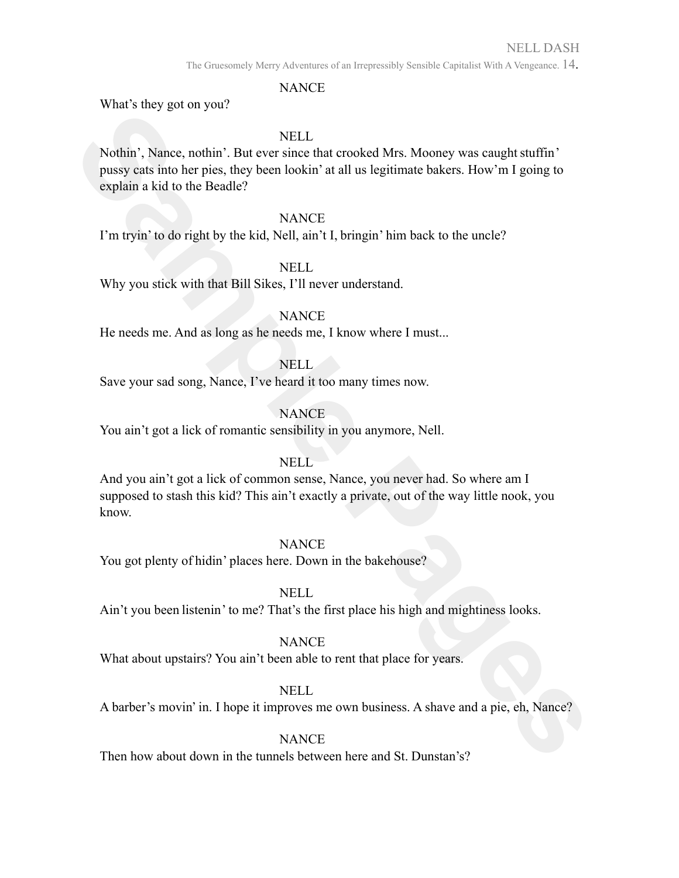NANCE

What's they got on you?

NELL

Nothin', Nance, nothin'. But ever since that crooked Mrs. Mooney was caught stuffin' pussy cats into her pies, they been lookin' at all us legitimate bakers. How'm I going to explain a kid to the Beadle?

NANCE

I'm tryin' to do right by the kid, Nell, ain't I, bringin' him back to the uncle?

NELL

Why you stick with that Bill Sikes, I'll never understand.

NANCE

He needs me. And as long as he needs me, I know where I must...

NELL

Save your sad song, Nance, I've heard it too many times now.

NANCE

You ain't got a lick of romantic sensibility in you anymore, Nell.

NELL

And you ain't got a lick of common sense, Nance, you never had. So where am I supposed to stash this kid? This ain't exactly a private, out of the way little nook, you know.

NANCE

You got plenty of hidin' places here. Down in the bakehouse?

NELL

Ain't you been listenin' to me? That's the first place his high and mightiness looks.

NANCE

What about upstairs? You ain't been able to rent that place for years.

NELL

A barber's movin' in. I hope it improves me own business. A shave and a pie, eh, Nance?

NANCE

Then how about down in the tunnels between here and St. Dunstan's?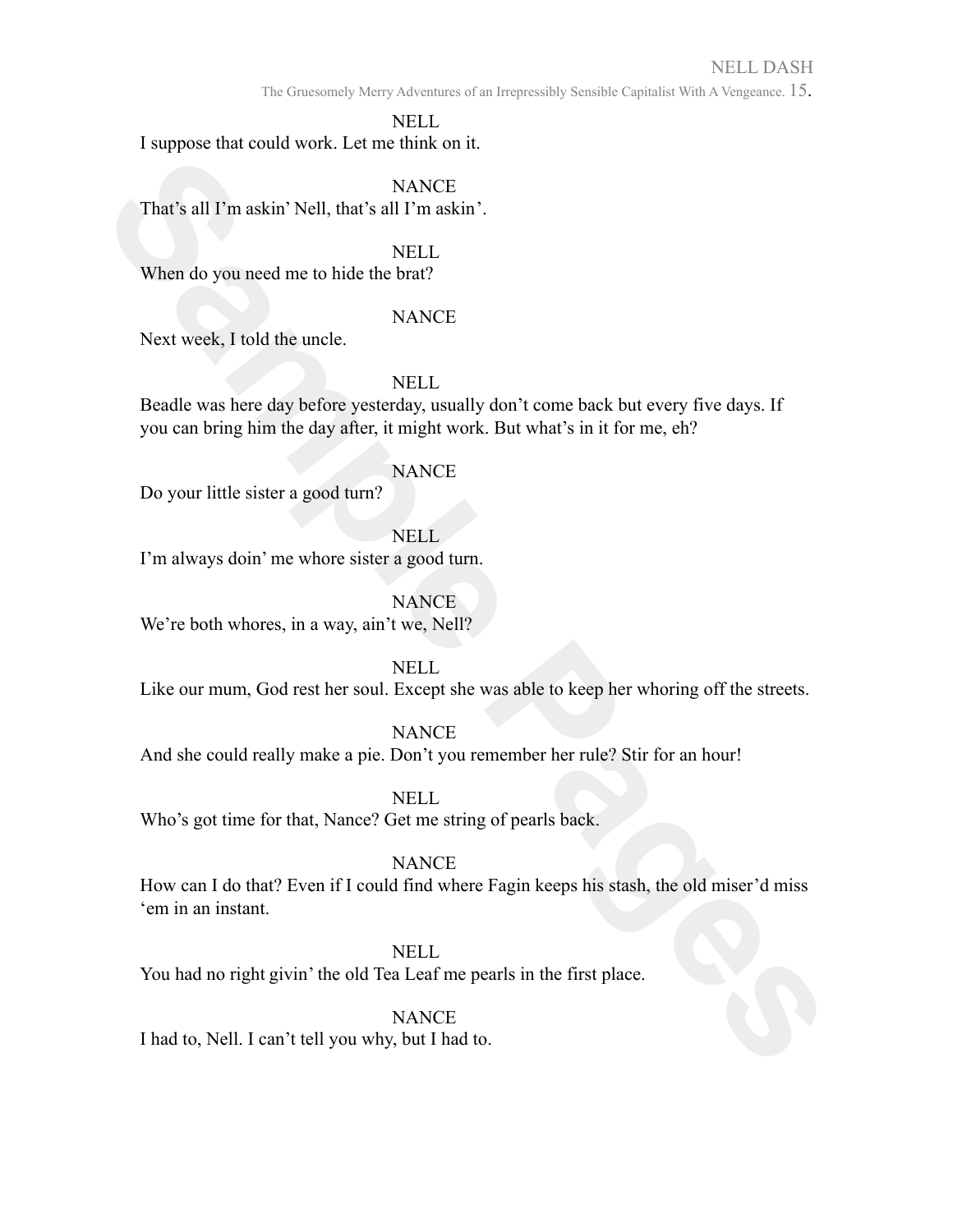NELL

I suppose that could work. Let me think on it.

NANCE

That's all I'm askin' Nell, that's all I'm askin'.

NELL

When do you need me to hide the brat?

NANCE

Next week, I told the uncle.

NELL

Beadle was here day before yesterday, usually don't come back but every five days. If you can bring him the day after, it might work. But what's in it for me, eh?

NANCE

Do your little sister a good turn?

NELL

I'm always doin' me whore sister a good turn.

NANCE

We're both whores, in a way, ain't we, Nell?

NELL

Like our mum, God rest her soul. Except she was able to keep her whoring off the streets.

NANCE

And she could really make a pie. Don't you remember her rule? Stir for an hour!

NELL

Who's got time for that, Nance? Get me string of pearls back.

NANCE

How can I do that? Even if I could find where Fagin keeps his stash, the old miser'd miss 'em in an instant.

NELL

You had no right givin' the old Tea Leaf me pearls in the first place.

NANCE

I had to, Nell. I can't tell you why, but I had to.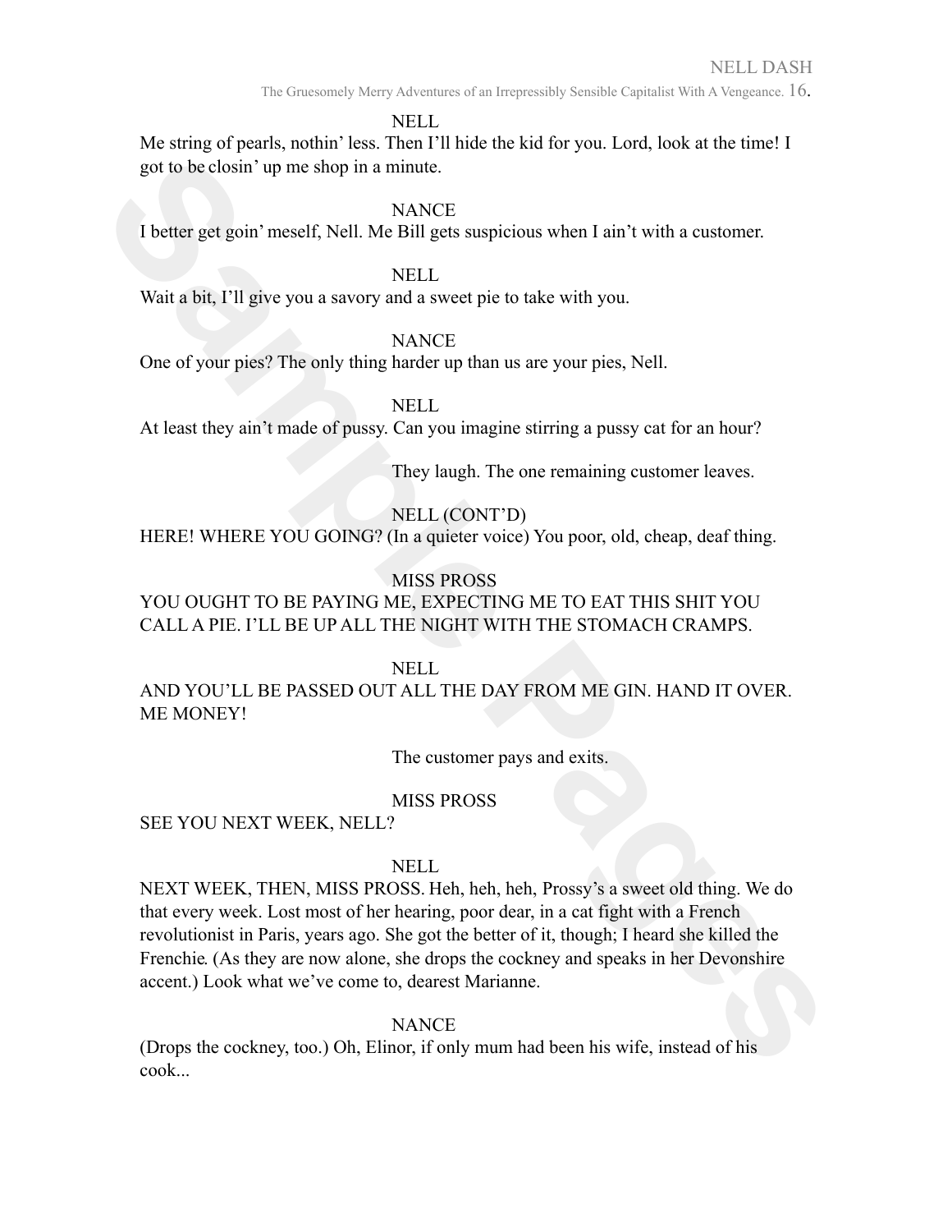NELL

Me string of pearls, nothin' less. Then I'll hide the kid for you. Lord, look at the time! I got to be closin' up me shop in a minute.

NANCE

I better get goin' meself, Nell. Me Bill gets suspicious when I ain't with a customer.

NELL

Wait a bit, I'll give you a savory and a sweet pie to take with you.

NANCE

One of your pies? The only thing harder up than us are your pies, Nell.

NELL

At least they ain't made of pussy. Can you imagine stirring a pussy cat for an hour?

They laugh. The one remaining customer leaves.

NELL (CONT'D)

HERE! WHERE YOU GOING? (In a quieter voice) You poor, old, cheap, deaf thing.

MISS PROSS

YOU OUGHT TO BE PAYING ME, EXPECTING ME TO EAT THIS SHIT YOU CALL A PIE. I'LL BE UP ALL THE NIGHT WITH THE STOMACH CRAMPS.

NELL

AND YOU'LL BE PASSED OUT ALL THE DAY FROM ME GIN. HAND IT OVER. ME MONEY!

The customer pays and exits.

MISS PROSS

SEE YOU NEXT WEEK, NELL?

NELL

NEXT WEEK, THEN, MISS PROSS. Heh, heh, heh, Prossy's a sweet old thing. We do that every week. Lost most of her hearing, poor dear, in a cat fight with a French revolutionist in Paris, years ago. She got the better of it, though; I heard she killed the Frenchie. (As they are now alone, she drops the cockney and speaks in her Devonshire accent.) Look what we've come to, dearest Marianne.

NANCE

(Drops the cockney, too.) Oh, Elinor, if only mum had been his wife, instead of his cook...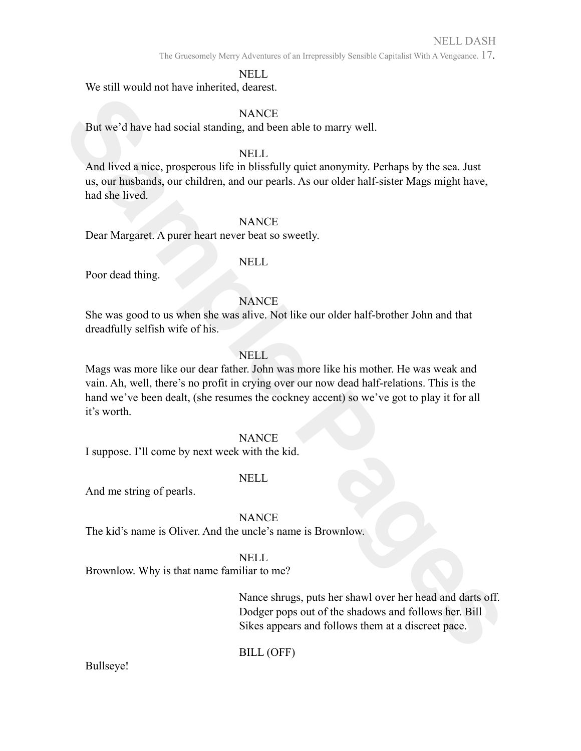NELL

We still would not have inherited, dearest.

NANCE

But we'd have had social standing, and been able to marry well.

NELL

And lived a nice, prosperous life in blissfully quiet anonymity. Perhaps by the sea. Just us, our husbands, our children, and our pearls. As our older half-sister Mags might have, had she lived.

NANCE

Dear Margaret. A purer heart never beat so sweetly.

NELL

Poor dead thing.

NANCE

She was good to us when she was alive. Not like our older half-brother John and that dreadfully selfish wife of his.

NELL

Mags was more like our dear father. John was more like his mother. He was weak and vain. Ah, well, there's no profit in crying over our now dead half-relations. This is the hand we've been dealt, (she resumes the cockney accent) so we've got to play it for all it's worth.

NANCE

I suppose. I'll come by next week with the kid.

NELL

And me string of pearls.

NANCE

The kid's name is Oliver. And the uncle's name is Brownlow.

NELL

Brownlow. Why is that name familiar to me?

Nance shrugs, puts her shawl over her head and darts off. Dodger pops out of the shadows and follows her. Bill Sikes appears and follows them at a discreet pace.

BILL (OFF)

Bullseye!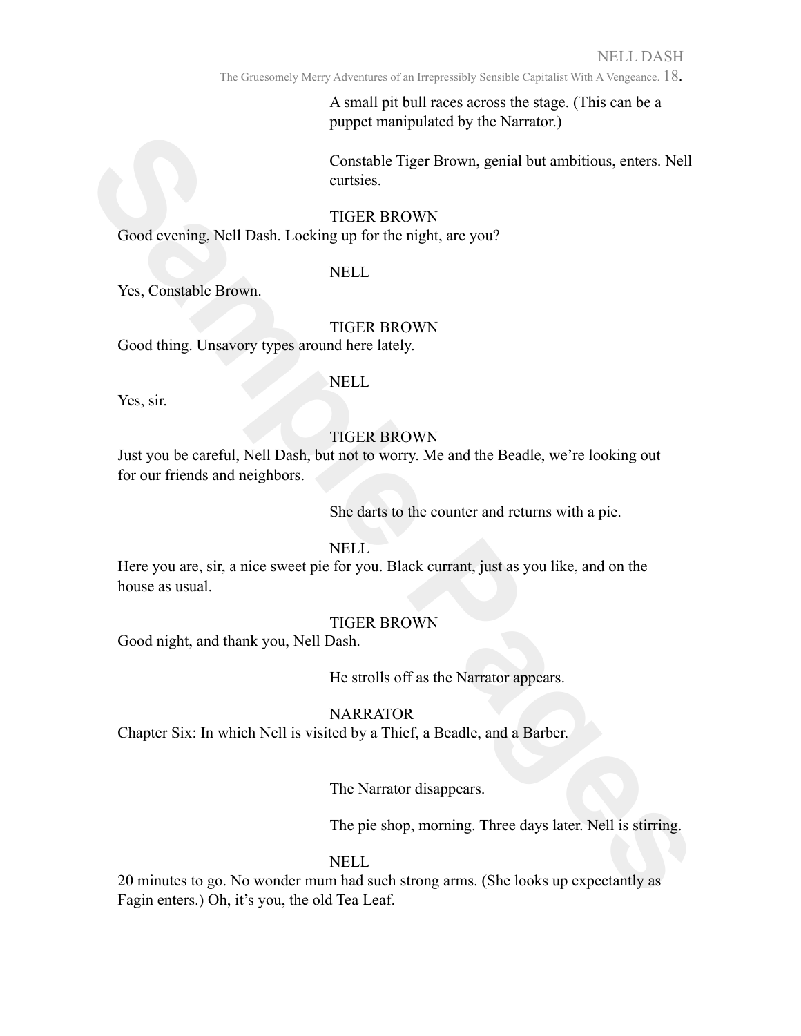A small pit bull races across the stage. (This can be a puppet manipulated by the Narrator.)

Constable Tiger Brown, genial but ambitious, enters. Nell curtsies.

TIGER BROWN

Good evening, Nell Dash. Locking up for the night, are you?

NELL

Yes, Constable Brown.

TIGER BROWN

Good thing. Unsavory types around here lately.

NELL

Yes, sir.

TIGER BROWN

Just you be careful, Nell Dash, but not to worry. Me and the Beadle, we're looking out for our friends and neighbors.

She darts to the counter and returns with a pie.

NELL

Here you are, sir, a nice sweet pie for you. Black currant, just as you like, and on the house as usual.

TIGER BROWN

Good night, and thank you, Nell Dash.

He strolls off as the Narrator appears.

NARRATOR

Chapter Six: In which Nell is visited by a Thief, a Beadle, and a Barber.

The Narrator disappears.

The pie shop, morning. Three days later. Nell is stirring.

NELL

20 minutes to go. No wonder mum had such strong arms. (She looks up expectantly as Fagin enters.) Oh, it's you, the old Tea Leaf.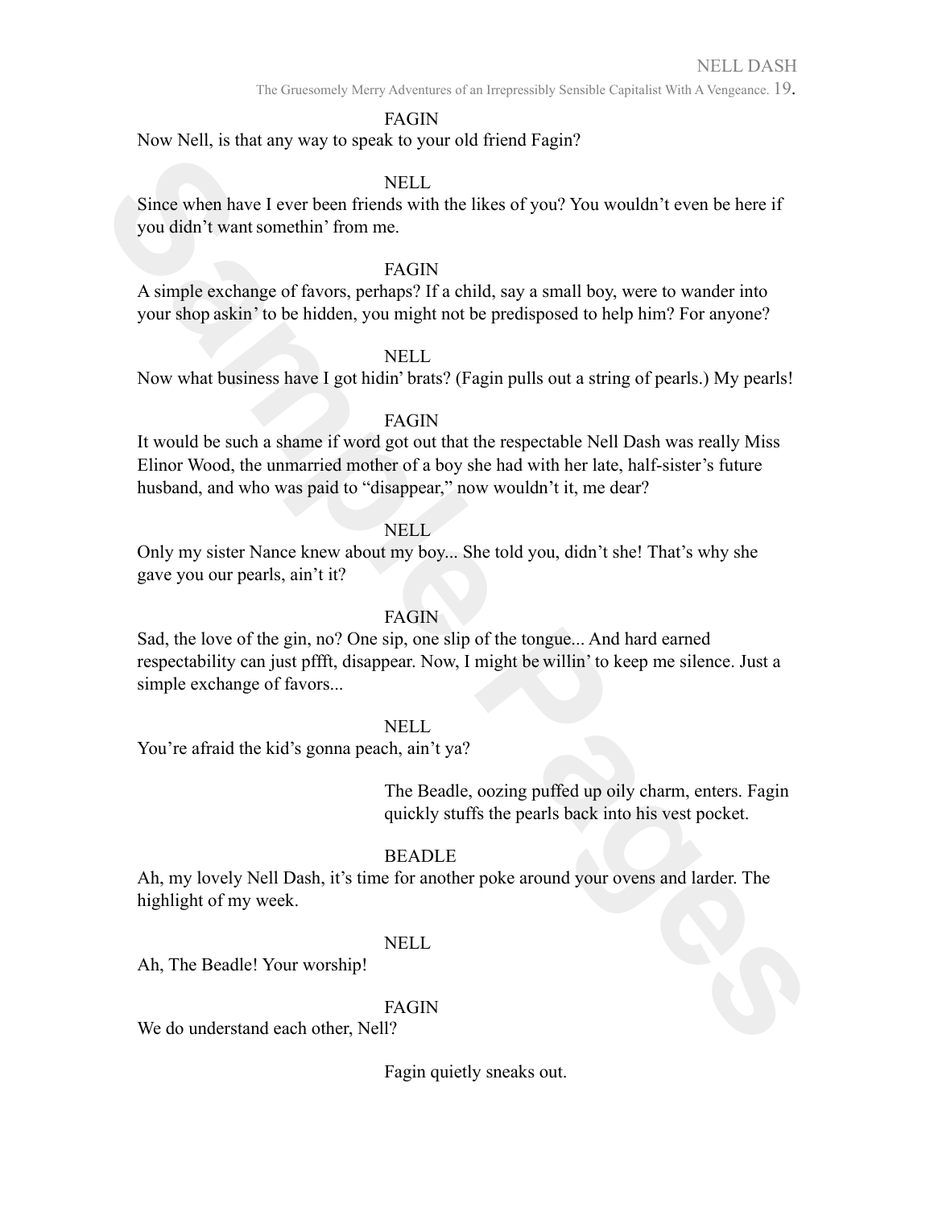FAGIN

Now Nell, is that any way to speak to your old friend Fagin?

NELL

Since when have I ever been friends with the likes of you? You wouldn't even be here if you didn't want somethin' from me.

FAGIN

A simple exchange of favors, perhaps? If a child, say a small boy, were to wander into your shop askin' to be hidden, you might not be predisposed to help him? For anyone?

NELL

Now what business have I got hidin' brats? (Fagin pulls out a string of pearls.) My pearls!

FAGIN

It would be such a shame if word got out that the respectable Nell Dash was really Miss Elinor Wood, the unmarried mother of a boy she had with her late, half-sister's future husband, and who was paid to "disappear," now wouldn't it, me dear?

NELL

Only my sister Nance knew about my boy... She told you, didn't she! That's why she gave you our pearls, ain't it?

FAGIN

Sad, the love of the gin, no? One sip, one slip of the tongue... And hard earned respectability can just pffft, disappear. Now, I might be willin' to keep me silence. Just a simple exchange of favors...

NELL

You're afraid the kid's gonna peach, ain't ya?

The Beadle, oozing puffed up oily charm, enters. Fagin quickly stuffs the pearls back into his vest pocket.

BEADLE

Ah, my lovely Nell Dash, it's time for another poke around your ovens and larder. The highlight of my week.

NELL

Ah, The Beadle! Your worship!

FAGIN

We do understand each other, Nell?

Fagin quietly sneaks out.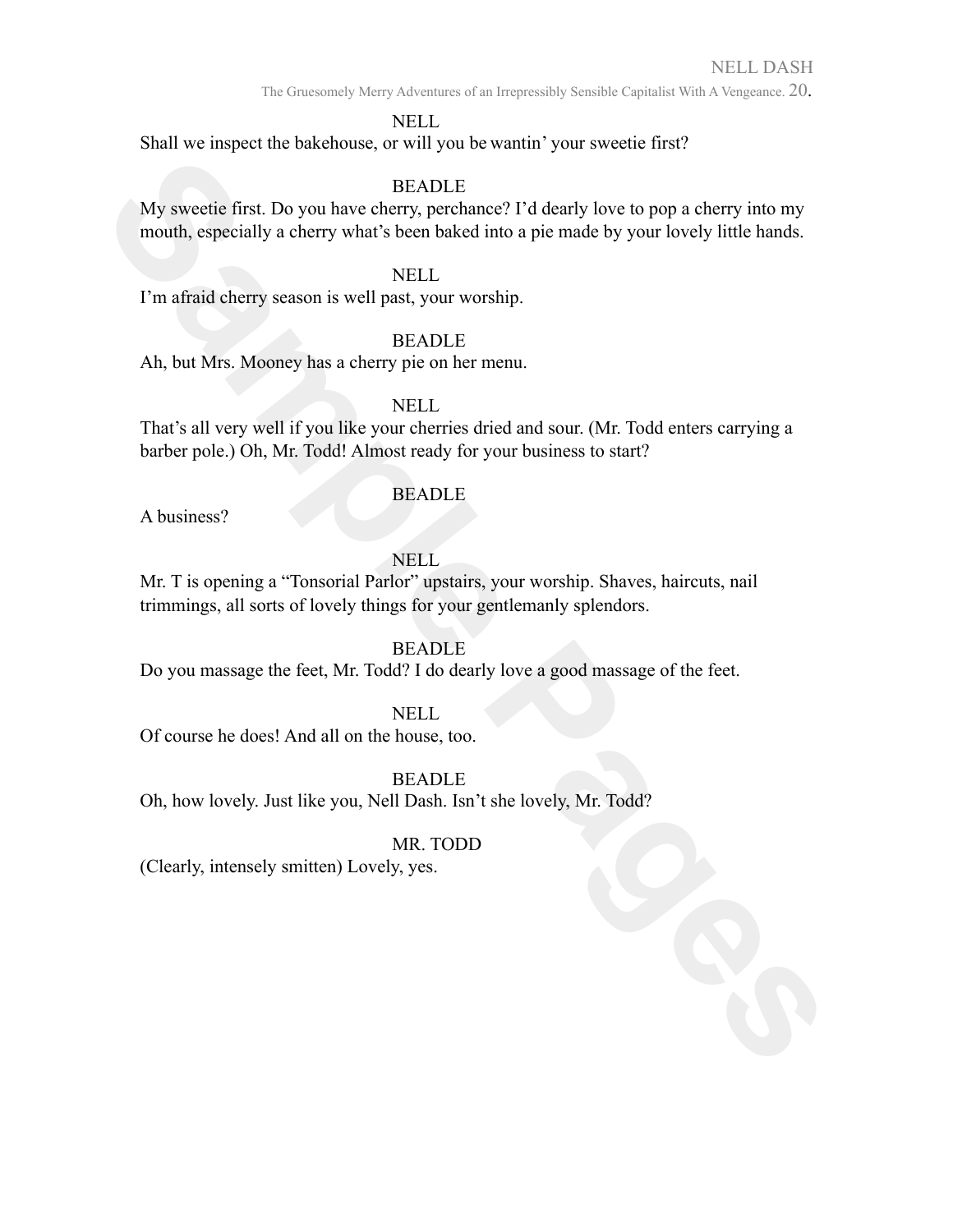NELL

Shall we inspect the bakehouse, or will you be wantin' your sweetie first?

BEADLE

My sweetie first. Do you have cherry, perchance? I'd dearly love to pop a cherry into my mouth, especially a cherry what's been baked into a pie made by your lovely little hands.

NELL

I'm afraid cherry season is well past, your worship.

BEADLE

Ah, but Mrs. Mooney has a cherry pie on her menu.

NELL

That's all very well if you like your cherries dried and sour. (Mr. Todd enters carrying a barber pole.) Oh, Mr. Todd! Almost ready for your business to start?

BEADLE

A business?

NELL

Mr. T is opening a "Tonsorial Parlor" upstairs, your worship. Shaves, haircuts, nail trimmings, all sorts of lovely things for your gentlemanly splendors.

BEADLE

Do you massage the feet, Mr. Todd? I do dearly love a good massage of the feet.

NELL

Of course he does! And all on the house, too.

BEADLE

Oh, how lovely. Just like you, Nell Dash. Isn't she lovely, Mr. Todd?

MR. TODD

(Clearly, intensely smitten) Lovely, yes.